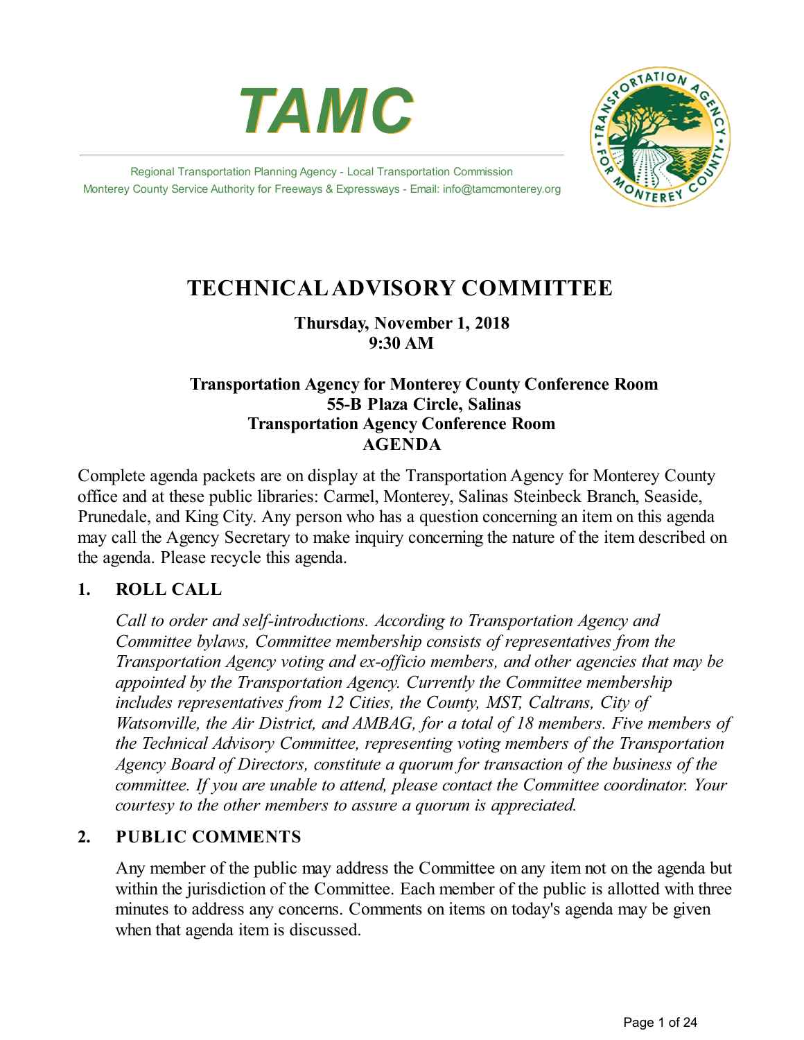# TAMC

Regional Transportation Planning Agency - Local Transportation Commission
Monterey County Service Authority for Freeways & Expressways - Email: info@tamcmonterey.org

## TECHNICAL ADVISORY COMMITTEE

**Thursday, November 1, 2018**
**9:30 AM**

**Transportation Agency for Monterey County Conference Room**
**55-B Plaza Circle, Salinas**
**Transportation Agency Conference Room**
**AGENDA**

Complete agenda packets are on display at the Transportation Agency for Monterey County office and at these public libraries: Carmel, Monterey, Salinas Steinbeck Branch, Seaside, Prunedale, and King City. Any person who has a question concerning an item on this agenda may call the Agency Secretary to make inquiry concerning the nature of the item described on the agenda. Please recycle this agenda.

### 1. ROLL CALL

*Call to order and self-introductions. According to Transportation Agency and Committee bylaws, Committee membership consists of representatives from the Transportation Agency voting and ex-officio members, and other agencies that may be appointed by the Transportation Agency. Currently the Committee membership includes representatives from 12 Cities, the County, MST, Caltrans, City of Watsonville, the Air District, and AMBAG, for a total of 18 members. Five members of the Technical Advisory Committee, representing voting members of the Transportation Agency Board of Directors, constitute a quorum for transaction of the business of the committee. If you are unable to attend, please contact the Committee coordinator. Your courtesy to the other members to assure a quorum is appreciated.*

### 2. PUBLIC COMMENTS

Any member of the public may address the Committee on any item not on the agenda but within the jurisdiction of the Committee. Each member of the public is allotted with three minutes to address any concerns. Comments on items on today's agenda may be given when that agenda item is discussed.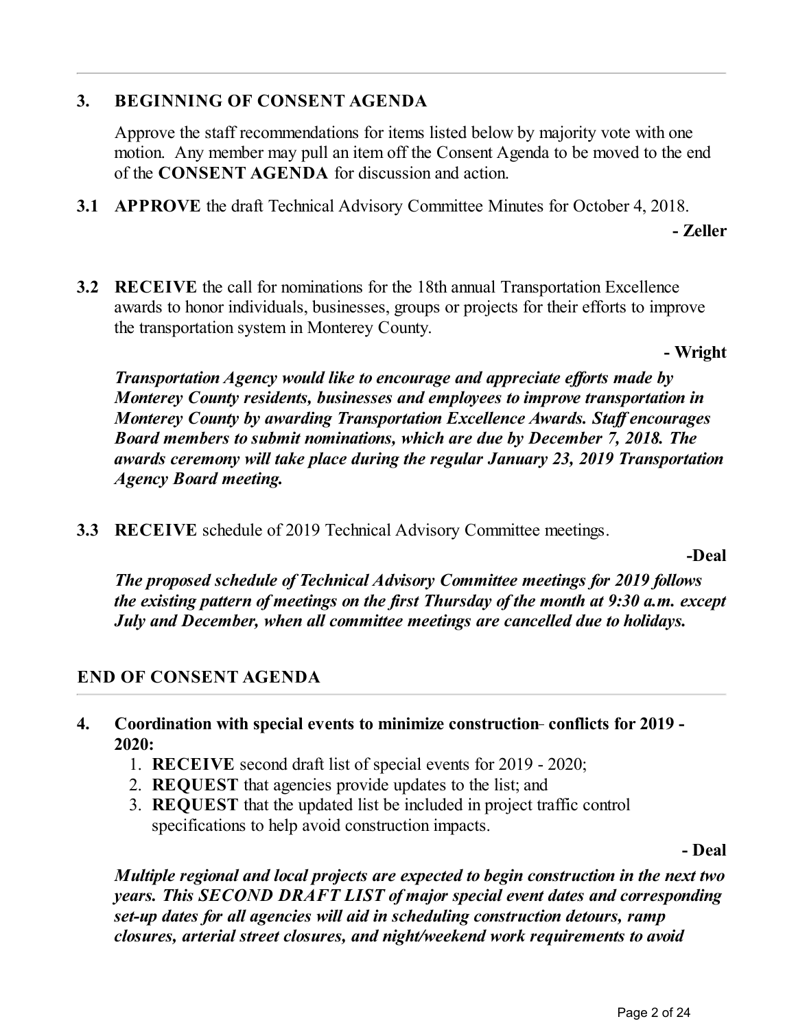## 3. BEGINNING OF CONSENT AGENDA

Approve the staff recommendations for items listed below by majority vote with one motion. Any member may pull an item off the Consent Agenda to be moved to the end of the **CONSENT AGENDA** for discussion and action.

**3.1 APPROVE** the draft Technical Advisory Committee Minutes for October 4, 2018.

**- Zeller**

**3.2 RECEIVE** the call for nominations for the 18th annual Transportation Excellence awards to honor individuals, businesses, groups or projects for their efforts to improve the transportation system in Monterey County.

**- Wright**

***Transportation Agency would like to encourage and appreciate efforts made by Monterey County residents, businesses and employees to improve transportation in Monterey County by awarding Transportation Excellence Awards. Staff encourages Board members to submit nominations, which are due by December 7, 2018. The awards ceremony will take place during the regular January 23, 2019 Transportation Agency Board meeting.***

**3.3 RECEIVE** schedule of 2019 Technical Advisory Committee meetings.

**-Deal**

***The proposed schedule of Technical Advisory Committee meetings for 2019 follows the existing pattern of meetings on the first Thursday of the month at 9:30 a.m. except July and December, when all committee meetings are cancelled due to holidays.***

## END OF CONSENT AGENDA

## 4. Coordination with special events to minimize construction conflicts for 2019 - 2020:

1. **RECEIVE** second draft list of special events for 2019 - 2020;
2. **REQUEST** that agencies provide updates to the list; and
3. **REQUEST** that the updated list be included in project traffic control specifications to help avoid construction impacts.

**- Deal**

***Multiple regional and local projects are expected to begin construction in the next two years. This SECOND DRAFT LIST of major special event dates and corresponding set-up dates for all agencies will aid in scheduling construction detours, ramp closures, arterial street closures, and night/weekend work requirements to avoid***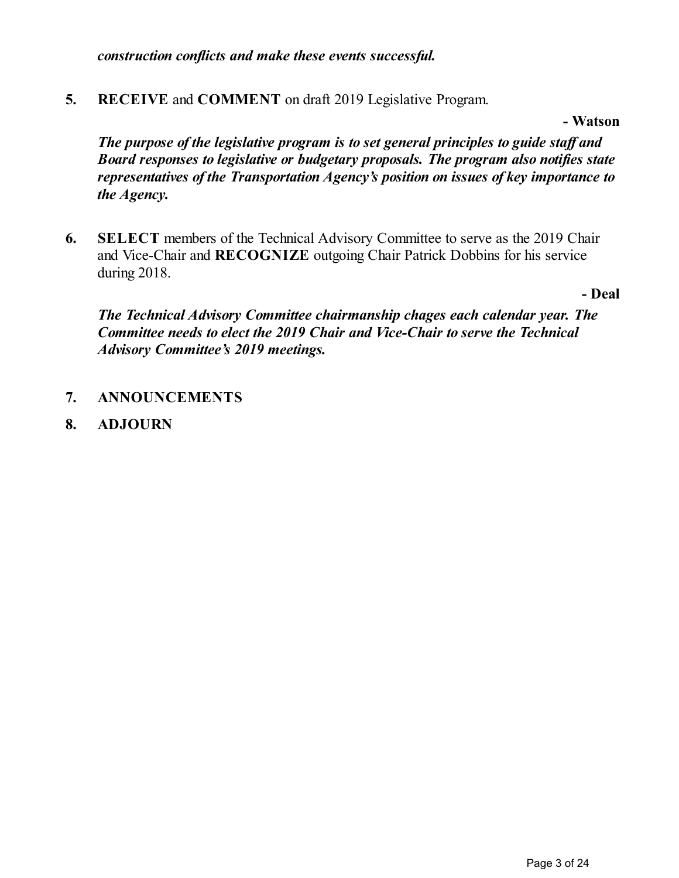***construction conflicts and make these events successful.***

5. **RECEIVE** and **COMMENT** on draft 2019 Legislative Program.

   **- Watson**

   ***The purpose of the legislative program is to set general principles to guide staff and Board responses to legislative or budgetary proposals. The program also notifies state representatives of the Transportation Agency's position on issues of key importance to the Agency.***

6. **SELECT** members of the Technical Advisory Committee to serve as the 2019 Chair and Vice-Chair and **RECOGNIZE** outgoing Chair Patrick Dobbins for his service during 2018.

   **- Deal**

   ***The Technical Advisory Committee chairmanship chages each calendar year. The Committee needs to elect the 2019 Chair and Vice-Chair to serve the Technical Advisory Committee's 2019 meetings.***

7. **ANNOUNCEMENTS**

8. **ADJOURN**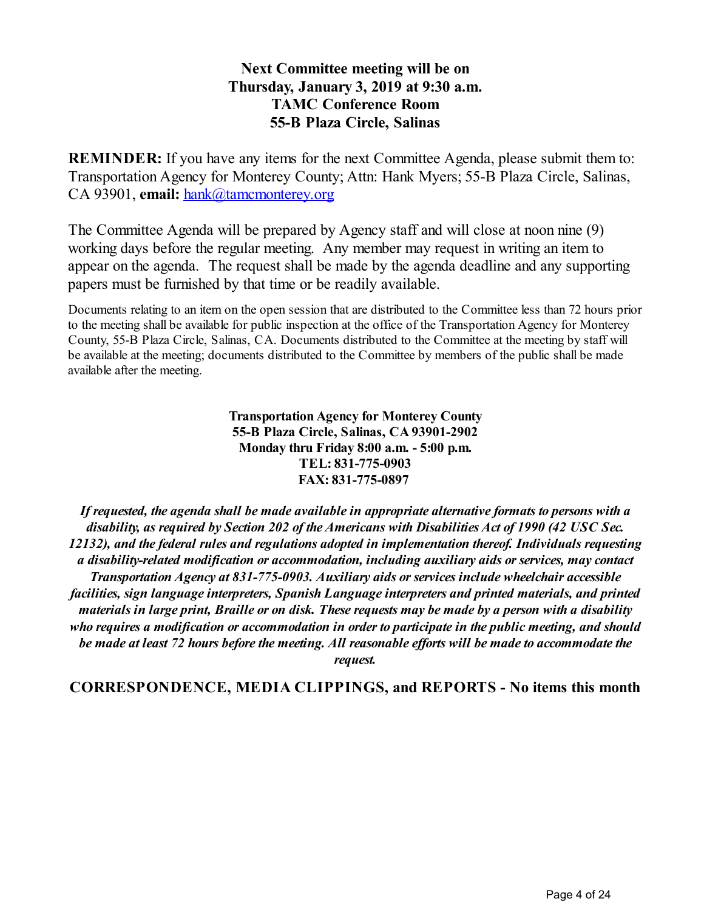**Next Committee meeting will be on**
**Thursday, January 3, 2019 at 9:30 a.m.**
**TAMC Conference Room**
**55-B Plaza Circle, Salinas**

**REMINDER:** If you have any items for the next Committee Agenda, please submit them to: Transportation Agency for Monterey County; Attn: Hank Myers; 55-B Plaza Circle, Salinas, CA 93901, **email:** hank@tamcmonterey.org

The Committee Agenda will be prepared by Agency staff and will close at noon nine (9) working days before the regular meeting. Any member may request in writing an item to appear on the agenda. The request shall be made by the agenda deadline and any supporting papers must be furnished by that time or be readily available.

Documents relating to an item on the open session that are distributed to the Committee less than 72 hours prior to the meeting shall be available for public inspection at the office of the Transportation Agency for Monterey County, 55-B Plaza Circle, Salinas, CA. Documents distributed to the Committee at the meeting by staff will be available at the meeting; documents distributed to the Committee by members of the public shall be made available after the meeting.

**Transportation Agency for Monterey County**
**55-B Plaza Circle, Salinas, CA 93901-2902**
**Monday thru Friday 8:00 a.m. - 5:00 p.m.**
**TEL: 831-775-0903**
**FAX: 831-775-0897**

***If requested, the agenda shall be made available in appropriate alternative formats to persons with a disability, as required by Section 202 of the Americans with Disabilities Act of 1990 (42 USC Sec. 12132), and the federal rules and regulations adopted in implementation thereof. Individuals requesting a disability-related modification or accommodation, including auxiliary aids or services, may contact Transportation Agency at 831-775-0903. Auxiliary aids or services include wheelchair accessible facilities, sign language interpreters, Spanish Language interpreters and printed materials, and printed materials in large print, Braille or on disk. These requests may be made by a person with a disability who requires a modification or accommodation in order to participate in the public meeting, and should be made at least 72 hours before the meeting. All reasonable efforts will be made to accommodate the request.***

**CORRESPONDENCE, MEDIA CLIPPINGS, and REPORTS - No items this month**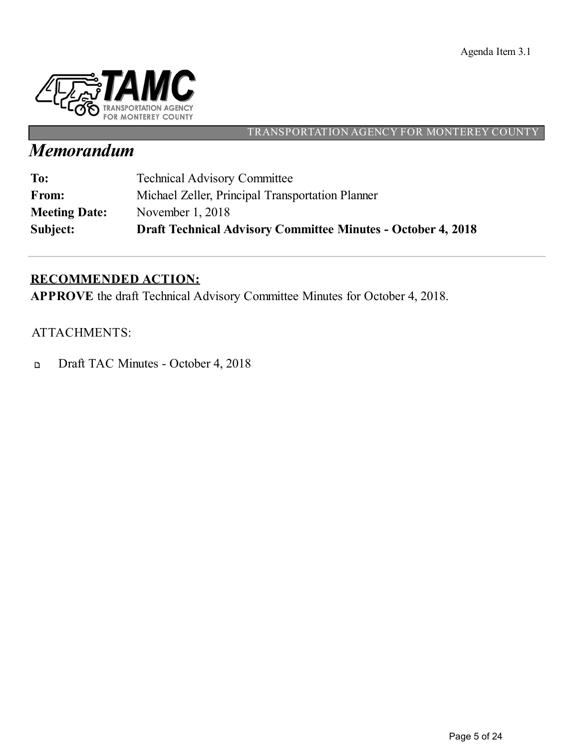Agenda Item 3.1

TRANSPORTATION AGENCY FOR MONTEREY COUNTY

# *Memorandum*

| | |
|---|---|
| **To:** | Technical Advisory Committee |
| **From:** | Michael Zeller, Principal Transportation Planner |
| **Meeting Date:** | November 1, 2018 |
| **Subject:** | **Draft Technical Advisory Committee Minutes - October 4, 2018** |

---

**RECOMMENDED ACTION:**

**APPROVE** the draft Technical Advisory Committee Minutes for October 4, 2018.

ATTACHMENTS:

- Draft TAC Minutes - October 4, 2018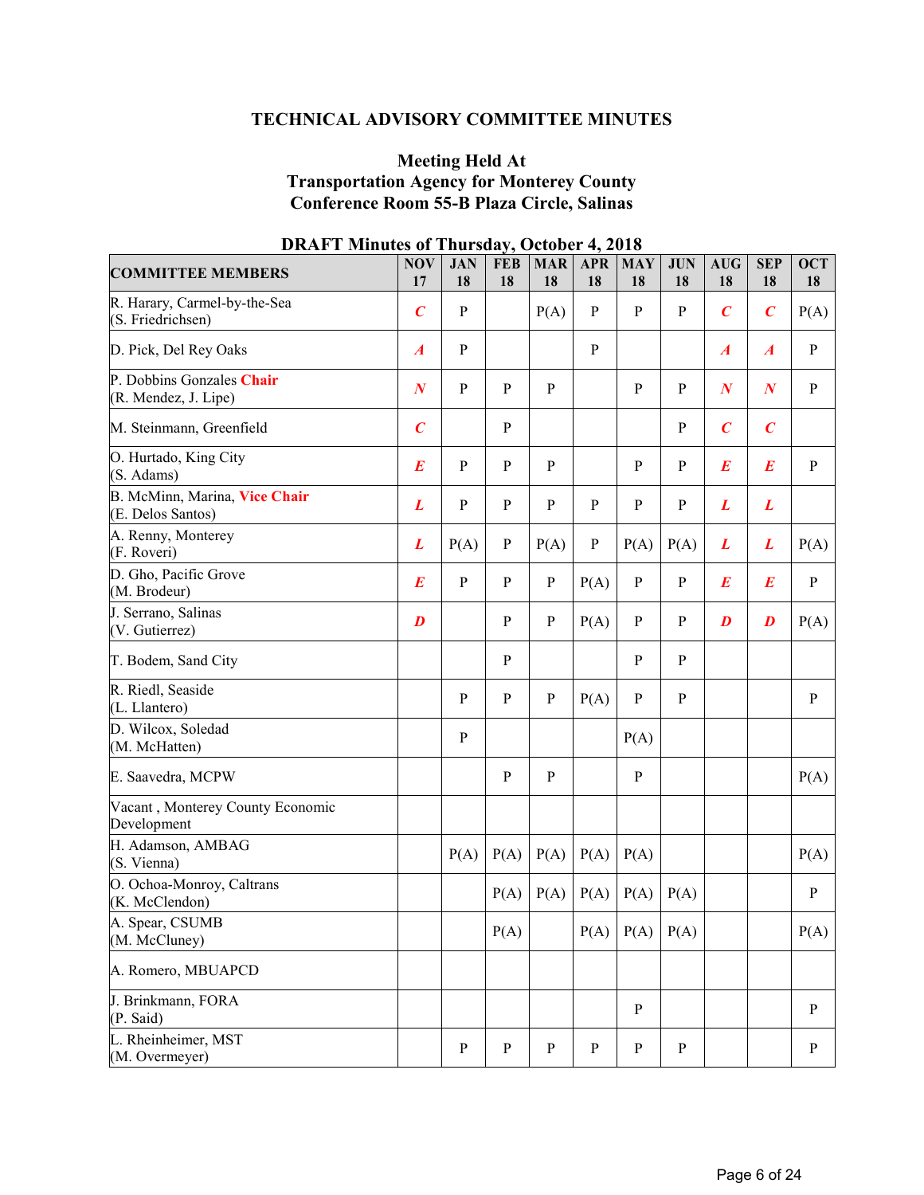**TECHNICAL ADVISORY COMMITTEE MINUTES**

**Meeting Held At**
**Transportation Agency for Monterey County**
**Conference Room 55-B Plaza Circle, Salinas**

**DRAFT Minutes of Thursday, October 4, 2018**

| COMMITTEE MEMBERS | NOV 17 | JAN 18 | FEB 18 | MAR 18 | APR 18 | MAY 18 | JUN 18 | AUG 18 | SEP 18 | OCT 18 |
|---|---|---|---|---|---|---|---|---|---|---|
| R. Harary, Carmel-by-the-Sea (S. Friedrichsen) | ***C*** | P | | P(A) | P | P | P | ***C*** | ***C*** | P(A) |
| D. Pick, Del Rey Oaks | ***A*** | P | | | P | | | ***A*** | ***A*** | P |
| P. Dobbins Gonzales **Chair** (R. Mendez, J. Lipe) | ***N*** | P | P | P | | P | P | ***N*** | ***N*** | P |
| M. Steinmann, Greenfield | ***C*** | | P | | | | P | ***C*** | ***C*** | |
| O. Hurtado, King City (S. Adams) | ***E*** | P | P | P | | P | P | ***E*** | ***E*** | P |
| B. McMinn, Marina, **Vice Chair** (E. Delos Santos) | ***L*** | P | P | P | P | P | P | ***L*** | ***L*** | |
| A. Renny, Monterey (F. Roveri) | ***L*** | P(A) | P | P(A) | P | P(A) | P(A) | ***L*** | ***L*** | P(A) |
| D. Gho, Pacific Grove (M. Brodeur) | ***E*** | P | P | P | P(A) | P | P | ***E*** | ***E*** | P |
| J. Serrano, Salinas (V. Gutierrez) | ***D*** | | P | P | P(A) | P | P | ***D*** | ***D*** | P(A) |
| T. Bodem, Sand City | | | P | | | P | P | | | |
| R. Riedl, Seaside (L. Llantero) | | P | P | P | P(A) | P | P | | | P |
| D. Wilcox, Soledad (M. McHatten) | | P | | | | P(A) | | | | |
| E. Saavedra, MCPW | | | P | P | | P | | | | P(A) |
| Vacant , Monterey County Economic Development | | | | | | | | | | |
| H. Adamson, AMBAG (S. Vienna) | | P(A) | P(A) | P(A) | P(A) | P(A) | | | | P(A) |
| O. Ochoa-Monroy, Caltrans (K. McClendon) | | | P(A) | P(A) | P(A) | P(A) | P(A) | | | P |
| A. Spear, CSUMB (M. McCluney) | | | P(A) | | P(A) | P(A) | P(A) | | | P(A) |
| A. Romero, MBUAPCD | | | | | | | | | | |
| J. Brinkmann, FORA (P. Said) | | | | | | P | | | | P |
| L. Rheinheimer, MST (M. Overmeyer) | | P | P | P | P | P | P | | | P |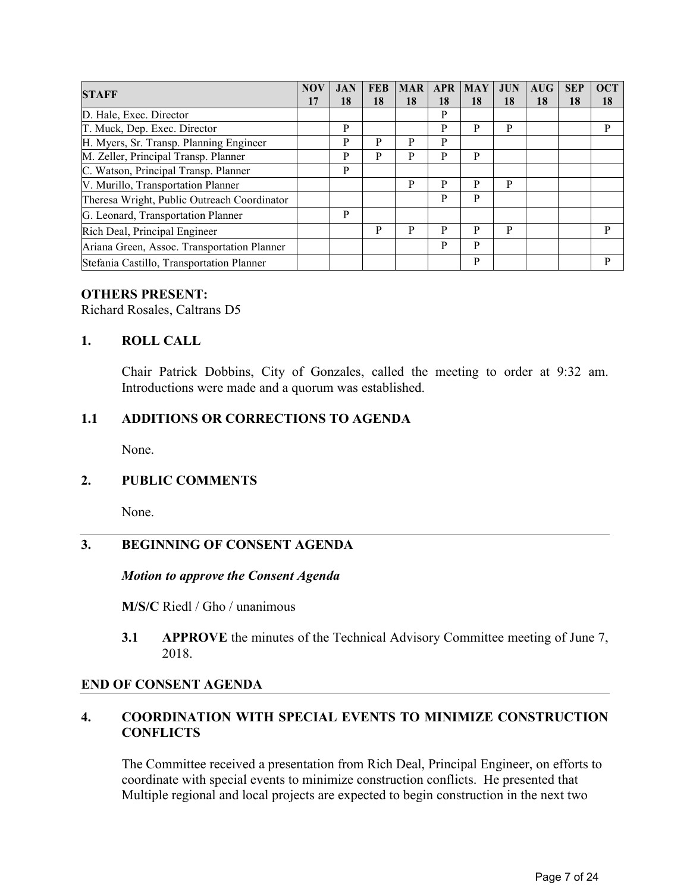| STAFF | NOV 17 | JAN 18 | FEB 18 | MAR 18 | APR 18 | MAY 18 | JUN 18 | AUG 18 | SEP 18 | OCT 18 |
|---|---|---|---|---|---|---|---|---|---|---|
| D. Hale, Exec. Director | | | | | P | | | | | |
| T. Muck, Dep. Exec. Director | | P | | | P | P | P | | | P |
| H. Myers, Sr. Transp. Planning Engineer | | P | P | P | P | | | | | |
| M. Zeller, Principal Transp. Planner | | P | P | P | P | P | | | | |
| C. Watson, Principal Transp. Planner | | P | | | | | | | | |
| V. Murillo, Transportation Planner | | | | P | P | P | P | | | |
| Theresa Wright, Public Outreach Coordinator | | | | | P | P | | | | |
| G. Leonard, Transportation Planner | | P | | | | | | | | |
| Rich Deal, Principal Engineer | | | P | P | P | P | P | | | P |
| Ariana Green, Assoc. Transportation Planner | | | | | P | P | | | | |
| Stefania Castillo, Transportation Planner | | | | | | P | | | | P |

**OTHERS PRESENT:**
Richard Rosales, Caltrans D5

## 1. ROLL CALL

Chair Patrick Dobbins, City of Gonzales, called the meeting to order at 9:32 am. Introductions were made and a quorum was established.

## 1.1 ADDITIONS OR CORRECTIONS TO AGENDA

None.

## 2. PUBLIC COMMENTS

None.

## 3. BEGINNING OF CONSENT AGENDA

***Motion to approve the Consent Agenda***

**M/S/C** Riedl / Gho / unanimous

**3.1** **APPROVE** the minutes of the Technical Advisory Committee meeting of June 7, 2018.

**END OF CONSENT AGENDA**

## 4. COORDINATION WITH SPECIAL EVENTS TO MINIMIZE CONSTRUCTION CONFLICTS

The Committee received a presentation from Rich Deal, Principal Engineer, on efforts to coordinate with special events to minimize construction conflicts. He presented that Multiple regional and local projects are expected to begin construction in the next two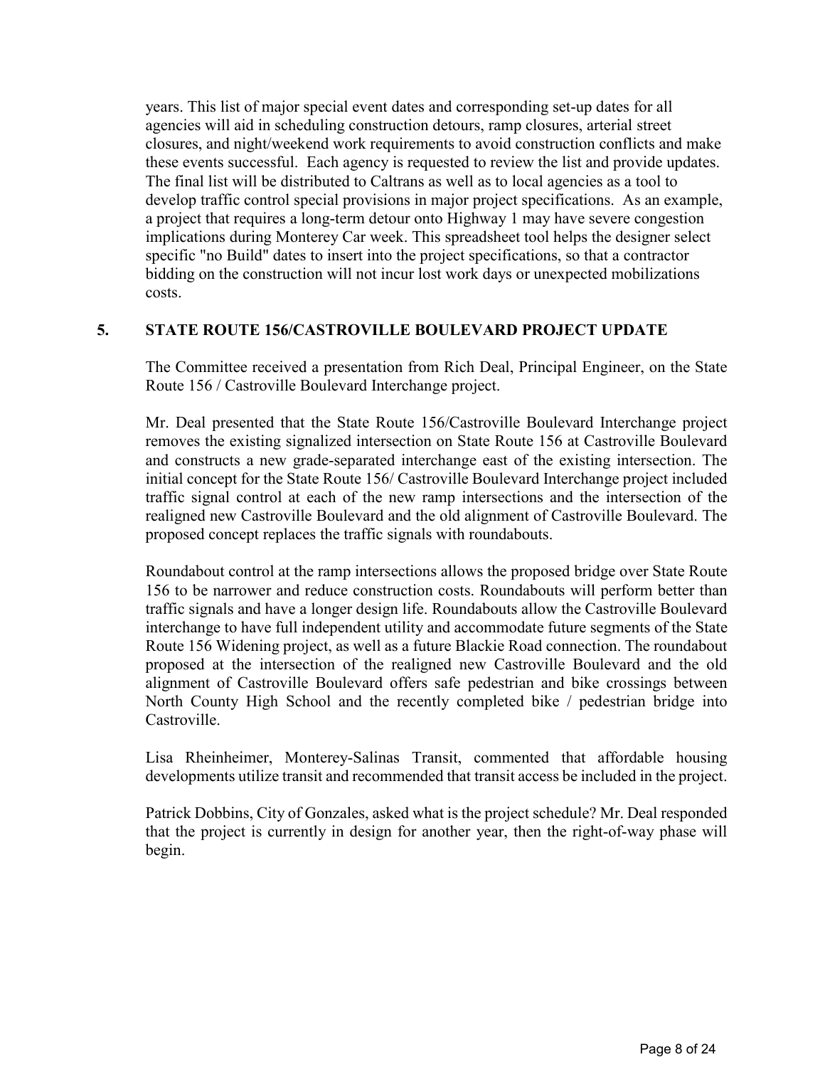years. This list of major special event dates and corresponding set-up dates for all agencies will aid in scheduling construction detours, ramp closures, arterial street closures, and night/weekend work requirements to avoid construction conflicts and make these events successful. Each agency is requested to review the list and provide updates. The final list will be distributed to Caltrans as well as to local agencies as a tool to develop traffic control special provisions in major project specifications. As an example, a project that requires a long-term detour onto Highway 1 may have severe congestion implications during Monterey Car week. This spreadsheet tool helps the designer select specific "no Build" dates to insert into the project specifications, so that a contractor bidding on the construction will not incur lost work days or unexpected mobilizations costs.

## 5. STATE ROUTE 156/CASTROVILLE BOULEVARD PROJECT UPDATE

The Committee received a presentation from Rich Deal, Principal Engineer, on the State Route 156 / Castroville Boulevard Interchange project.

Mr. Deal presented that the State Route 156/Castroville Boulevard Interchange project removes the existing signalized intersection on State Route 156 at Castroville Boulevard and constructs a new grade-separated interchange east of the existing intersection. The initial concept for the State Route 156/ Castroville Boulevard Interchange project included traffic signal control at each of the new ramp intersections and the intersection of the realigned new Castroville Boulevard and the old alignment of Castroville Boulevard. The proposed concept replaces the traffic signals with roundabouts.

Roundabout control at the ramp intersections allows the proposed bridge over State Route 156 to be narrower and reduce construction costs. Roundabouts will perform better than traffic signals and have a longer design life. Roundabouts allow the Castroville Boulevard interchange to have full independent utility and accommodate future segments of the State Route 156 Widening project, as well as a future Blackie Road connection. The roundabout proposed at the intersection of the realigned new Castroville Boulevard and the old alignment of Castroville Boulevard offers safe pedestrian and bike crossings between North County High School and the recently completed bike / pedestrian bridge into Castroville.

Lisa Rheinheimer, Monterey-Salinas Transit, commented that affordable housing developments utilize transit and recommended that transit access be included in the project.

Patrick Dobbins, City of Gonzales, asked what is the project schedule? Mr. Deal responded that the project is currently in design for another year, then the right-of-way phase will begin.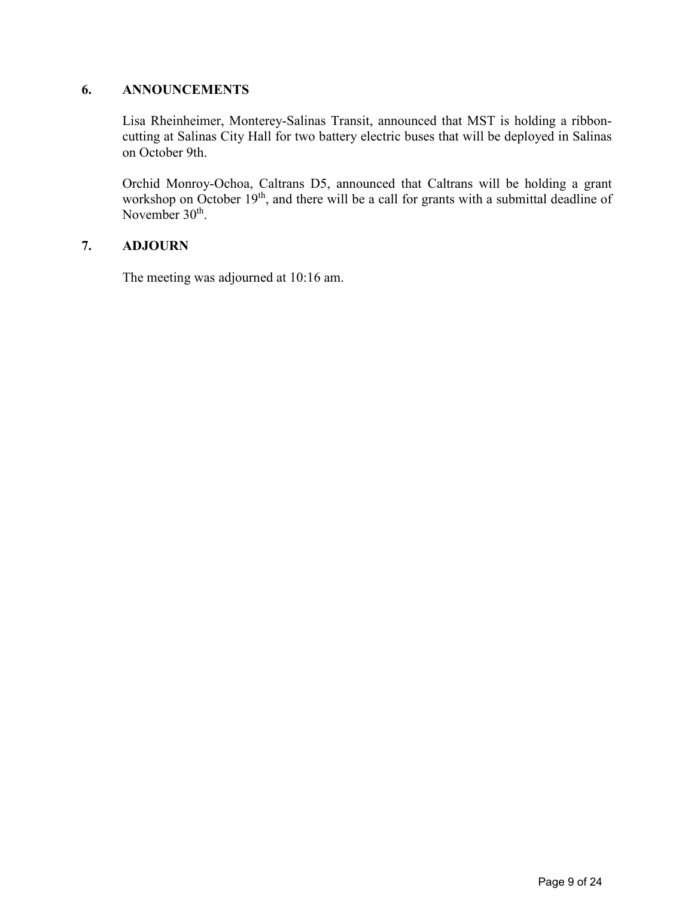## 6. ANNOUNCEMENTS

Lisa Rheinheimer, Monterey-Salinas Transit, announced that MST is holding a ribbon-cutting at Salinas City Hall for two battery electric buses that will be deployed in Salinas on October 9th.

Orchid Monroy-Ochoa, Caltrans D5, announced that Caltrans will be holding a grant workshop on October 19th, and there will be a call for grants with a submittal deadline of November 30th.

## 7. ADJOURN

The meeting was adjourned at 10:16 am.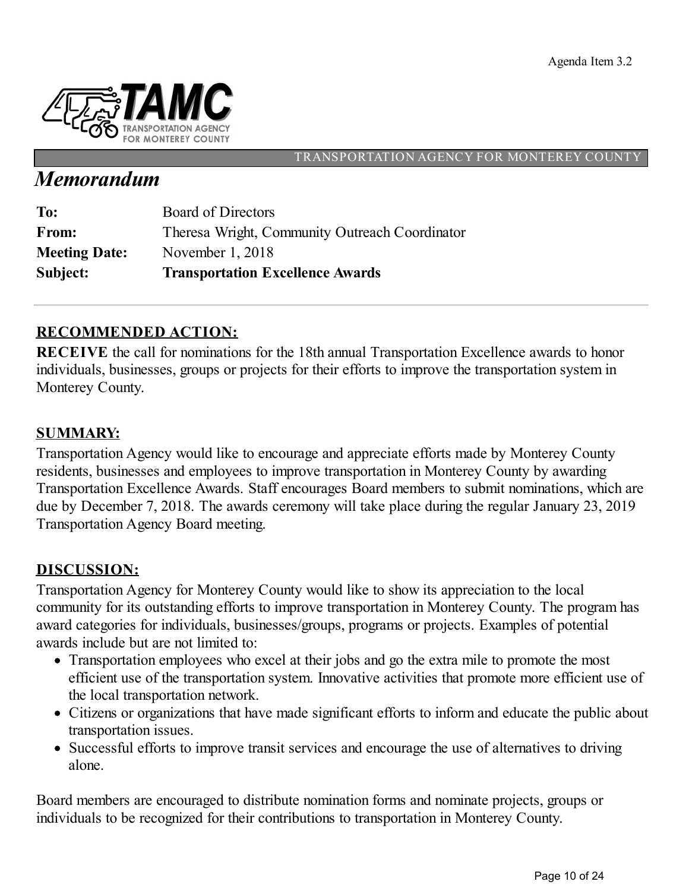Agenda Item 3.2

TAMC TRANSPORTATION AGENCY FOR MONTEREY COUNTY

TRANSPORTATION AGENCY FOR MONTEREY COUNTY

# *Memorandum*

| | |
|---|---|
| **To:** | Board of Directors |
| **From:** | Theresa Wright, Community Outreach Coordinator |
| **Meeting Date:** | November 1, 2018 |
| **Subject:** | **Transportation Excellence Awards** |

---

## RECOMMENDED ACTION:

**RECEIVE** the call for nominations for the 18th annual Transportation Excellence awards to honor individuals, businesses, groups or projects for their efforts to improve the transportation system in Monterey County.

## SUMMARY:

Transportation Agency would like to encourage and appreciate efforts made by Monterey County residents, businesses and employees to improve transportation in Monterey County by awarding Transportation Excellence Awards. Staff encourages Board members to submit nominations, which are due by December 7, 2018. The awards ceremony will take place during the regular January 23, 2019 Transportation Agency Board meeting.

## DISCUSSION:

Transportation Agency for Monterey County would like to show its appreciation to the local community for its outstanding efforts to improve transportation in Monterey County. The program has award categories for individuals, businesses/groups, programs or projects. Examples of potential awards include but are not limited to:

- Transportation employees who excel at their jobs and go the extra mile to promote the most efficient use of the transportation system. Innovative activities that promote more efficient use of the local transportation network.
- Citizens or organizations that have made significant efforts to inform and educate the public about transportation issues.
- Successful efforts to improve transit services and encourage the use of alternatives to driving alone.

Board members are encouraged to distribute nomination forms and nominate projects, groups or individuals to be recognized for their contributions to transportation in Monterey County.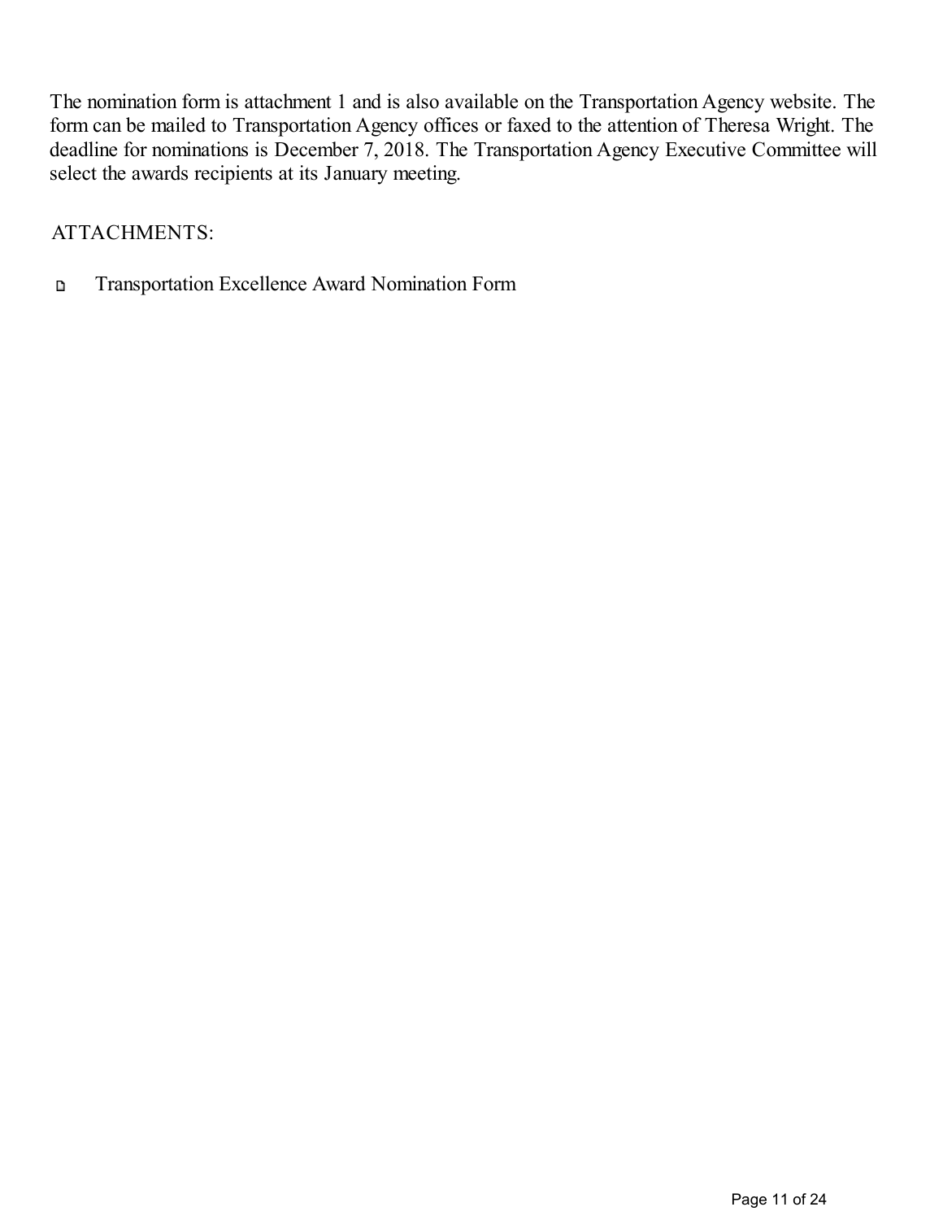The nomination form is attachment 1 and is also available on the Transportation Agency website. The form can be mailed to Transportation Agency offices or faxed to the attention of Theresa Wright. The deadline for nominations is December 7, 2018. The Transportation Agency Executive Committee will select the awards recipients at its January meeting.

ATTACHMENTS:

- Transportation Excellence Award Nomination Form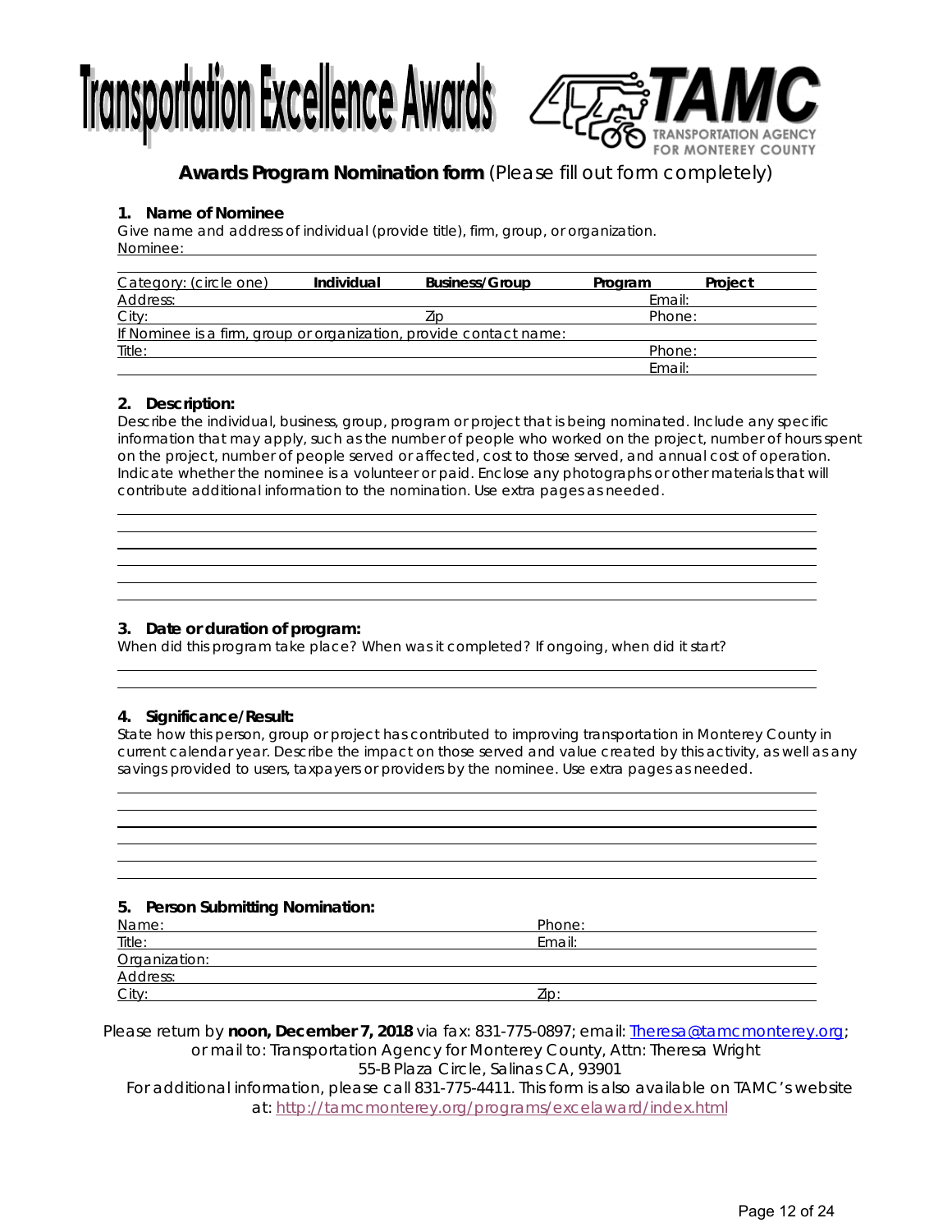# Transportation Excellence Awards

TAMC
TRANSPORTATION AGENCY FOR MONTEREY COUNTY

**Awards Program Nomination form** (Please fill out form completely)

### 1. Name of Nominee

Give name and address of individual (provide title), firm, group, or organization.

Nominee: \_\_\_\_\_\_\_\_\_\_\_\_\_\_\_\_\_\_\_\_\_\_\_\_\_\_\_\_\_\_\_\_\_\_\_\_\_\_\_\_

Category: (circle one) **Individual** **Business/Group** **Program** **Project**

Address: \_\_\_\_\_\_\_\_\_\_\_\_\_\_\_\_\_\_\_\_ Email: \_\_\_\_\_\_\_\_\_\_\_\_\_\_\_\_\_\_\_\_

City: \_\_\_\_\_\_\_\_\_\_\_\_\_\_\_\_\_\_\_\_ Zip \_\_\_\_\_\_\_\_\_\_ Phone: \_\_\_\_\_\_\_\_\_\_\_\_\_\_\_\_\_\_\_\_

If Nominee is a firm, group or organization, provide contact name: \_\_\_\_\_\_\_\_\_\_\_\_\_\_\_\_\_\_\_\_

Title: \_\_\_\_\_\_\_\_\_\_\_\_\_\_\_\_\_\_\_\_ Phone: \_\_\_\_\_\_\_\_\_\_\_\_\_\_\_\_\_\_\_\_

Email: \_\_\_\_\_\_\_\_\_\_\_\_\_\_\_\_\_\_\_\_

### 2. Description:

Describe the individual, business, group, program or project that is being nominated. Include any specific information that may apply, such as the number of people who worked on the project, number of hours spent on the project, number of people served or affected, cost to those served, and annual cost of operation. Indicate whether the nominee is a volunteer or paid. Enclose any photographs or other materials that will contribute additional information to the nomination. Use extra pages as needed.

\_\_\_\_\_\_\_\_\_\_\_\_\_\_\_\_\_\_\_\_\_\_\_\_\_\_\_\_\_\_\_\_\_\_\_\_\_\_\_\_

### 3. Date or duration of program:

When did this program take place? When was it completed? If ongoing, when did it start?

\_\_\_\_\_\_\_\_\_\_\_\_\_\_\_\_\_\_\_\_\_\_\_\_\_\_\_\_\_\_\_\_\_\_\_\_\_\_\_\_

### 4. Significance/Result:

State how this person, group or project has contributed to improving transportation in Monterey County in current calendar year. Describe the impact on those served and value created by this activity, as well as any savings provided to users, taxpayers or providers by the nominee. Use extra pages as needed.

\_\_\_\_\_\_\_\_\_\_\_\_\_\_\_\_\_\_\_\_\_\_\_\_\_\_\_\_\_\_\_\_\_\_\_\_\_\_\_\_

### 5. Person Submitting Nomination:

Name: \_\_\_\_\_\_\_\_\_\_\_\_\_\_\_\_\_\_\_\_ Phone: \_\_\_\_\_\_\_\_\_\_\_\_\_\_\_\_\_\_\_\_

Title: \_\_\_\_\_\_\_\_\_\_\_\_\_\_\_\_\_\_\_\_ Email: \_\_\_\_\_\_\_\_\_\_\_\_\_\_\_\_\_\_\_\_

Organization: \_\_\_\_\_\_\_\_\_\_\_\_\_\_\_\_\_\_\_\_

Address: \_\_\_\_\_\_\_\_\_\_\_\_\_\_\_\_\_\_\_\_

City: \_\_\_\_\_\_\_\_\_\_\_\_\_\_\_\_\_\_\_\_ Zip: \_\_\_\_\_\_\_\_\_\_

Please return by **noon, December 7, 2018** via fax: 831-775-0897; email: Theresa@tamcmonterey.org; or mail to: Transportation Agency for Monterey County, Attn: Theresa Wright
55-B Plaza Circle, Salinas CA, 93901
For additional information, please call 831-775-4411. This form is also available on TAMC's website at: http://tamcmonterey.org/programs/excelaward/index.html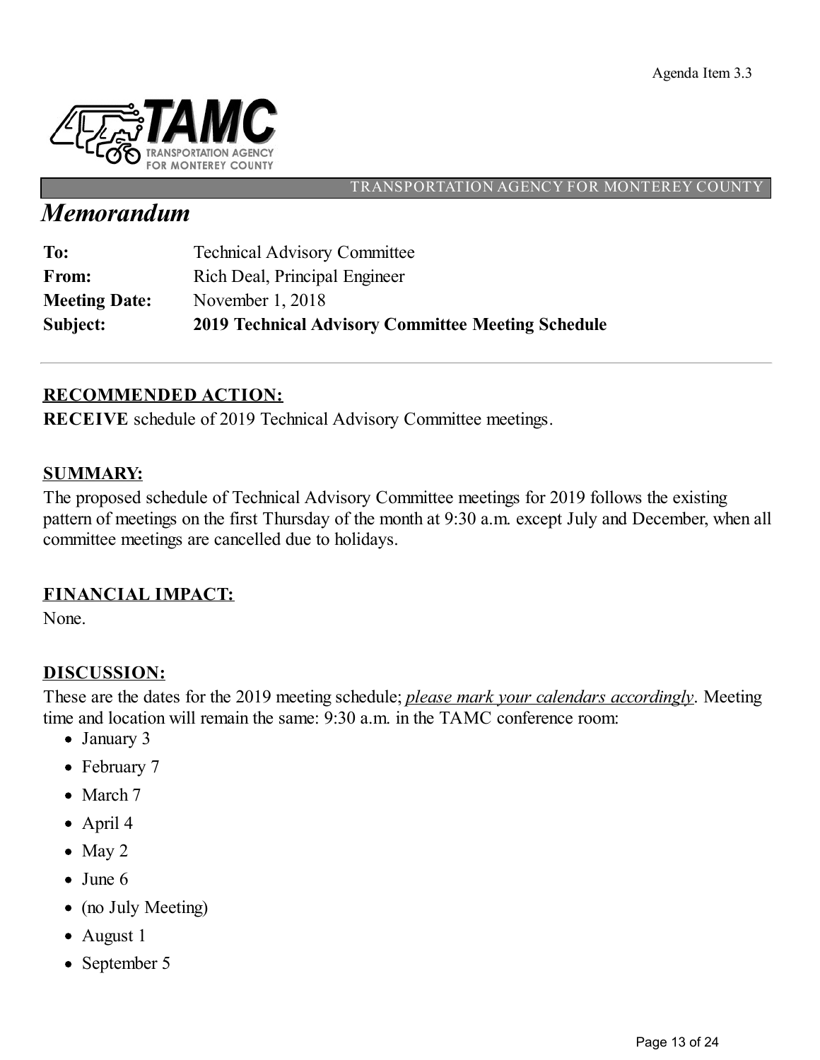Agenda Item 3.3

TRANSPORTATION AGENCY FOR MONTEREY COUNTY

# *Memorandum*

| | |
|---|---|
| **To:** | Technical Advisory Committee |
| **From:** | Rich Deal, Principal Engineer |
| **Meeting Date:** | November 1, 2018 |
| **Subject:** | **2019 Technical Advisory Committee Meeting Schedule** |

---

## RECOMMENDED ACTION:

**RECEIVE** schedule of 2019 Technical Advisory Committee meetings.

## SUMMARY:

The proposed schedule of Technical Advisory Committee meetings for 2019 follows the existing pattern of meetings on the first Thursday of the month at 9:30 a.m. except July and December, when all committee meetings are cancelled due to holidays.

## FINANCIAL IMPACT:

None.

## DISCUSSION:

These are the dates for the 2019 meeting schedule; *please mark your calendars accordingly*. Meeting time and location will remain the same: 9:30 a.m. in the TAMC conference room:

- January 3
- February 7
- March 7
- April 4
- May 2
- June 6
- (no July Meeting)
- August 1
- September 5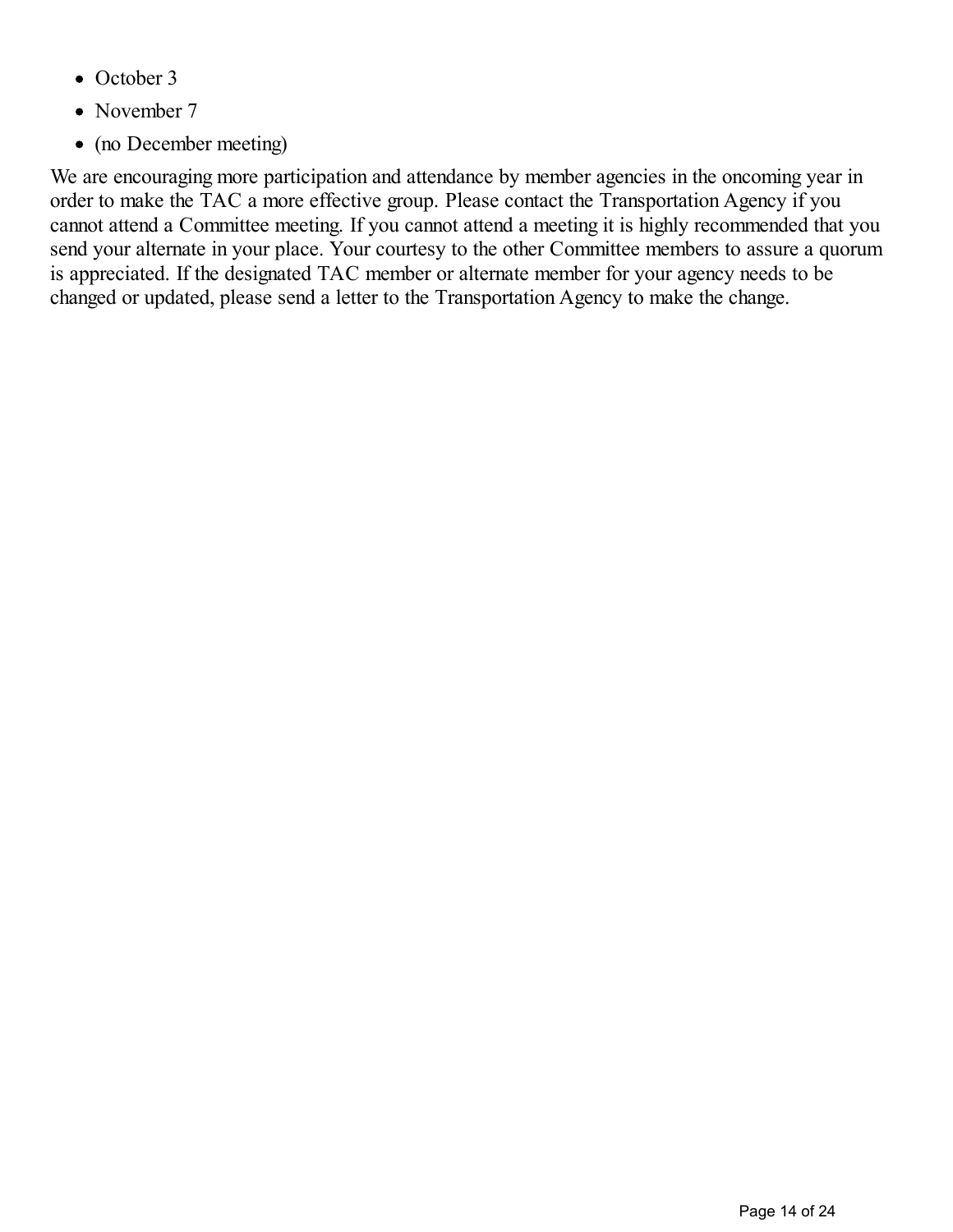- October 3
- November 7
- (no December meeting)

We are encouraging more participation and attendance by member agencies in the oncoming year in order to make the TAC a more effective group. Please contact the Transportation Agency if you cannot attend a Committee meeting. If you cannot attend a meeting it is highly recommended that you send your alternate in your place. Your courtesy to the other Committee members to assure a quorum is appreciated. If the designated TAC member or alternate member for your agency needs to be changed or updated, please send a letter to the Transportation Agency to make the change.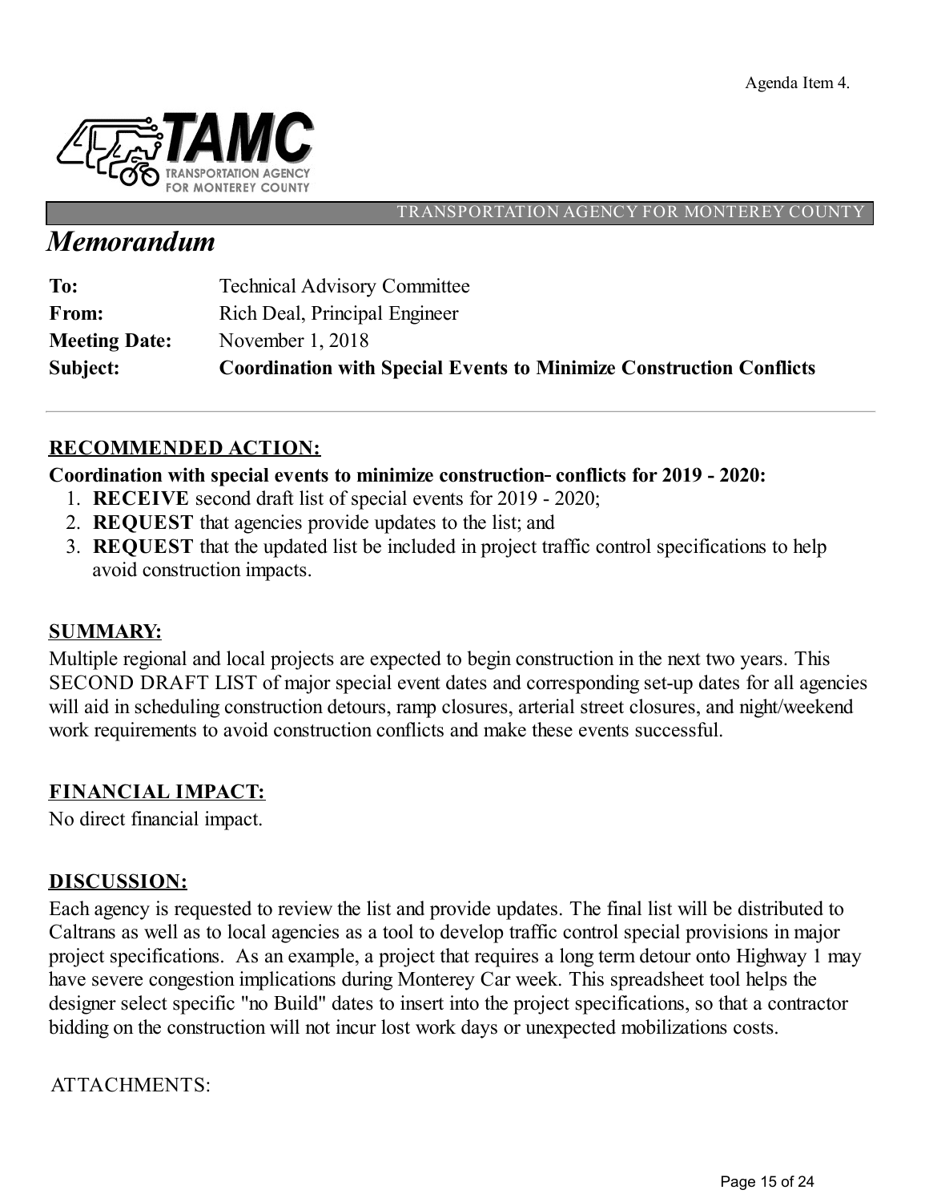Agenda Item 4.

TAMC TRANSPORTATION AGENCY FOR MONTEREY COUNTY

TRANSPORTATION AGENCY FOR MONTEREY COUNTY

# *Memorandum*

| | |
|---|---|
| **To:** | Technical Advisory Committee |
| **From:** | Rich Deal, Principal Engineer |
| **Meeting Date:** | November 1, 2018 |
| **Subject:** | **Coordination with Special Events to Minimize Construction Conflicts** |

---

## RECOMMENDED ACTION:

**Coordination with special events to minimize construction- conflicts for 2019 - 2020:**

1. **RECEIVE** second draft list of special events for 2019 - 2020;
2. **REQUEST** that agencies provide updates to the list; and
3. **REQUEST** that the updated list be included in project traffic control specifications to help avoid construction impacts.

## SUMMARY:

Multiple regional and local projects are expected to begin construction in the next two years. This SECOND DRAFT LIST of major special event dates and corresponding set-up dates for all agencies will aid in scheduling construction detours, ramp closures, arterial street closures, and night/weekend work requirements to avoid construction conflicts and make these events successful.

## FINANCIAL IMPACT:

No direct financial impact.

## DISCUSSION:

Each agency is requested to review the list and provide updates. The final list will be distributed to Caltrans as well as to local agencies as a tool to develop traffic control special provisions in major project specifications. As an example, a project that requires a long term detour onto Highway 1 may have severe congestion implications during Monterey Car week. This spreadsheet tool helps the designer select specific "no Build" dates to insert into the project specifications, so that a contractor bidding on the construction will not incur lost work days or unexpected mobilizations costs.

ATTACHMENTS: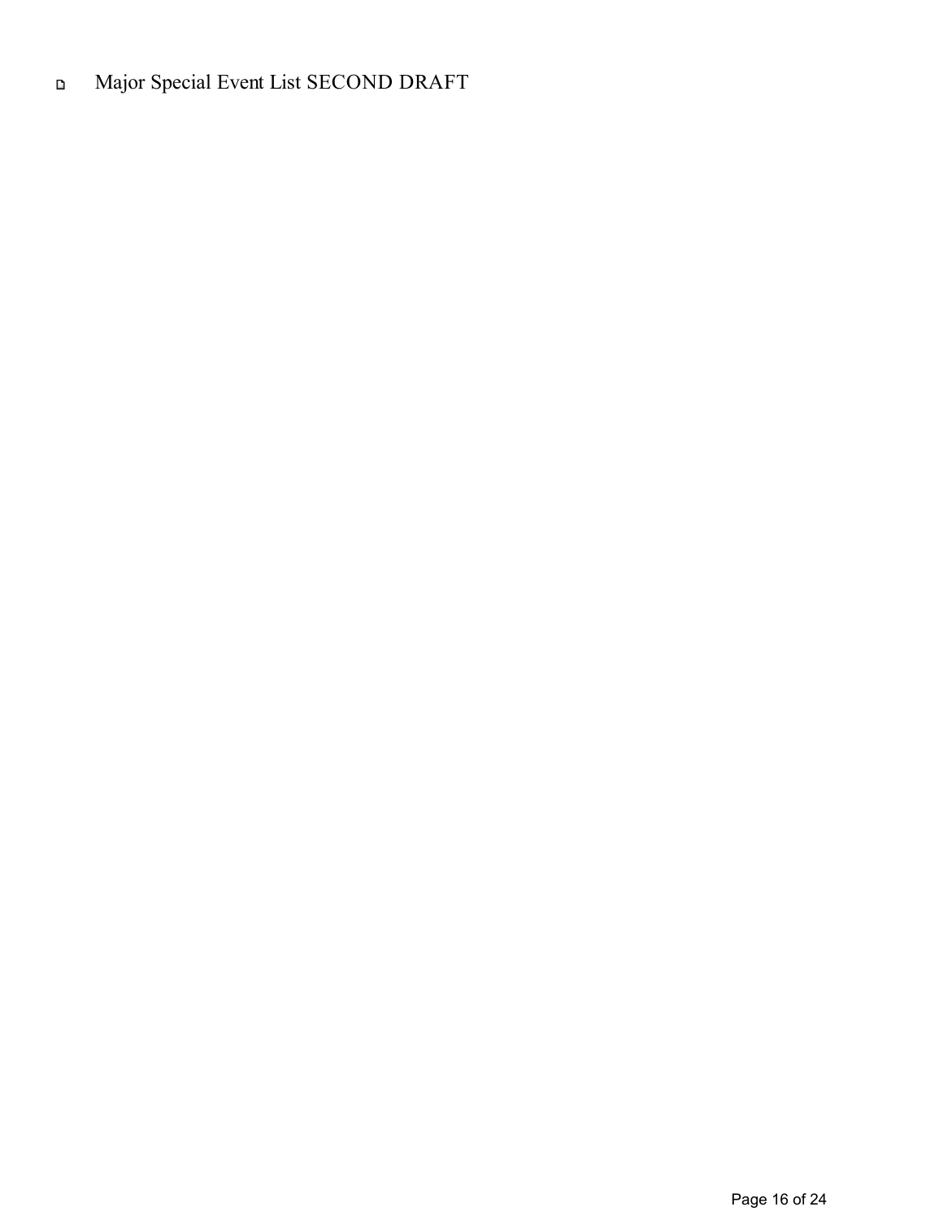- Major Special Event List SECOND DRAFT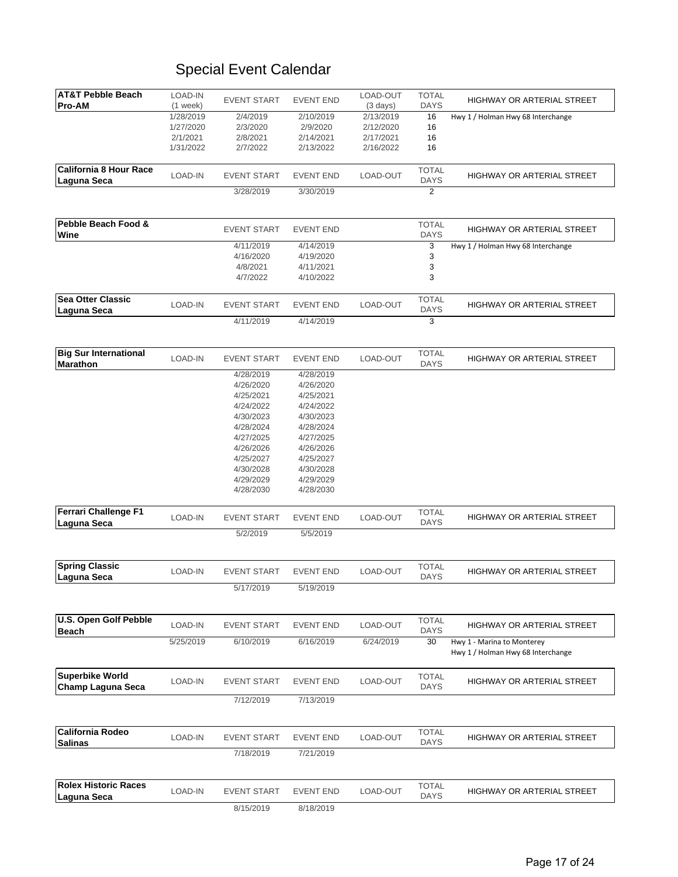# Special Event Calendar

| AT&T Pebble Beach Pro-AM | LOAD-IN (1 week) | EVENT START | EVENT END | LOAD-OUT (3 days) | TOTAL DAYS | HIGHWAY OR ARTERIAL STREET |
|---|---|---|---|---|---|---|
| | 1/28/2019 | 2/4/2019 | 2/10/2019 | 2/13/2019 | 16 | Hwy 1 / Holman Hwy 68 Interchange |
| | 1/27/2020 | 2/3/2020 | 2/9/2020 | 2/12/2020 | 16 | |
| | 2/1/2021 | 2/8/2021 | 2/14/2021 | 2/17/2021 | 16 | |
| | 1/31/2022 | 2/7/2022 | 2/13/2022 | 2/16/2022 | 16 | |

| California 8 Hour Race Laguna Seca | LOAD-IN | EVENT START | EVENT END | LOAD-OUT | TOTAL DAYS | HIGHWAY OR ARTERIAL STREET |
|---|---|---|---|---|---|---|
| | | 3/28/2019 | 3/30/2019 | | 2 | |

| Pebble Beach Food & Wine | | EVENT START | EVENT END | | TOTAL DAYS | HIGHWAY OR ARTERIAL STREET |
|---|---|---|---|---|---|---|
| | | 4/11/2019 | 4/14/2019 | | 3 | Hwy 1 / Holman Hwy 68 Interchange |
| | | 4/16/2020 | 4/19/2020 | | 3 | |
| | | 4/8/2021 | 4/11/2021 | | 3 | |
| | | 4/7/2022 | 4/10/2022 | | 3 | |

| Sea Otter Classic Laguna Seca | LOAD-IN | EVENT START | EVENT END | LOAD-OUT | TOTAL DAYS | HIGHWAY OR ARTERIAL STREET |
|---|---|---|---|---|---|---|
| | | 4/11/2019 | 4/14/2019 | | 3 | |

| Big Sur International Marathon | LOAD-IN | EVENT START | EVENT END | LOAD-OUT | TOTAL DAYS | HIGHWAY OR ARTERIAL STREET |
|---|---|---|---|---|---|---|
| | | 4/28/2019 | 4/28/2019 | | | |
| | | 4/26/2020 | 4/26/2020 | | | |
| | | 4/25/2021 | 4/25/2021 | | | |
| | | 4/24/2022 | 4/24/2022 | | | |
| | | 4/30/2023 | 4/30/2023 | | | |
| | | 4/28/2024 | 4/28/2024 | | | |
| | | 4/27/2025 | 4/27/2025 | | | |
| | | 4/26/2026 | 4/26/2026 | | | |
| | | 4/25/2027 | 4/25/2027 | | | |
| | | 4/30/2028 | 4/30/2028 | | | |
| | | 4/29/2029 | 4/29/2029 | | | |
| | | 4/28/2030 | 4/28/2030 | | | |

| Ferrari Challenge F1 Laguna Seca | LOAD-IN | EVENT START | EVENT END | LOAD-OUT | TOTAL DAYS | HIGHWAY OR ARTERIAL STREET |
|---|---|---|---|---|---|---|
| | | 5/2/2019 | 5/5/2019 | | | |

| Spring Classic Laguna Seca | LOAD-IN | EVENT START | EVENT END | LOAD-OUT | TOTAL DAYS | HIGHWAY OR ARTERIAL STREET |
|---|---|---|---|---|---|---|
| | | 5/17/2019 | 5/19/2019 | | | |

| U.S. Open Golf Pebble Beach | LOAD-IN | EVENT START | EVENT END | LOAD-OUT | TOTAL DAYS | HIGHWAY OR ARTERIAL STREET |
|---|---|---|---|---|---|---|
| | 5/25/2019 | 6/10/2019 | 6/16/2019 | 6/24/2019 | 30 | Hwy 1 - Marina to Monterey<br>Hwy 1 / Holman Hwy 68 Interchange |

| Superbike World Champ Laguna Seca | LOAD-IN | EVENT START | EVENT END | LOAD-OUT | TOTAL DAYS | HIGHWAY OR ARTERIAL STREET |
|---|---|---|---|---|---|---|
| | | 7/12/2019 | 7/13/2019 | | | |

| California Rodeo Salinas | LOAD-IN | EVENT START | EVENT END | LOAD-OUT | TOTAL DAYS | HIGHWAY OR ARTERIAL STREET |
|---|---|---|---|---|---|---|
| | | 7/18/2019 | 7/21/2019 | | | |

| Rolex Historic Races Laguna Seca | LOAD-IN | EVENT START | EVENT END | LOAD-OUT | TOTAL DAYS | HIGHWAY OR ARTERIAL STREET |
|---|---|---|---|---|---|---|
| | | 8/15/2019 | 8/18/2019 | | | |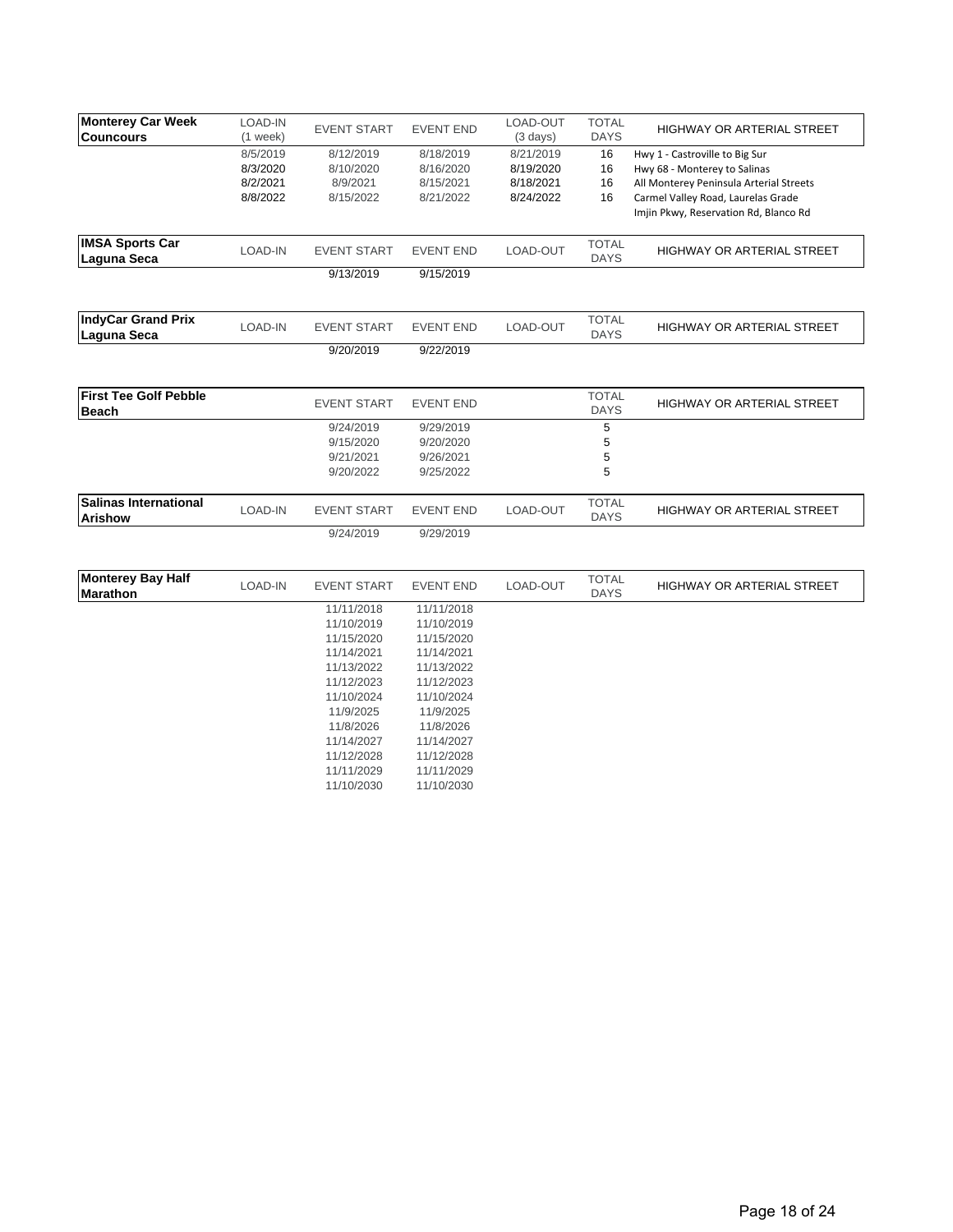| Monterey Car Week Councours | LOAD-IN (1 week) | EVENT START | EVENT END | LOAD-OUT (3 days) | TOTAL DAYS | HIGHWAY OR ARTERIAL STREET |
|---|---|---|---|---|---|---|
| | 8/5/2019 | 8/12/2019 | 8/18/2019 | 8/21/2019 | 16 | Hwy 1 - Castroville to Big Sur |
| | 8/3/2020 | 8/10/2020 | 8/16/2020 | 8/19/2020 | 16 | Hwy 68 - Monterey to Salinas |
| | 8/2/2021 | 8/9/2021 | 8/15/2021 | 8/18/2021 | 16 | All Monterey Peninsula Arterial Streets |
| | 8/8/2022 | 8/15/2022 | 8/21/2022 | 8/24/2022 | 16 | Carmel Valley Road, Laurelas Grade |
| | | | | | | Imjin Pkwy, Reservation Rd, Blanco Rd |

| IMSA Sports Car Laguna Seca | LOAD-IN | EVENT START | EVENT END | LOAD-OUT | TOTAL DAYS | HIGHWAY OR ARTERIAL STREET |
|---|---|---|---|---|---|---|
| | | 9/13/2019 | 9/15/2019 | | | |

| IndyCar Grand Prix Laguna Seca | LOAD-IN | EVENT START | EVENT END | LOAD-OUT | TOTAL DAYS | HIGHWAY OR ARTERIAL STREET |
|---|---|---|---|---|---|---|
| | | 9/20/2019 | 9/22/2019 | | | |

| First Tee Golf Pebble Beach | | EVENT START | EVENT END | | TOTAL DAYS | HIGHWAY OR ARTERIAL STREET |
|---|---|---|---|---|---|---|
| | | 9/24/2019 | 9/29/2019 | | 5 | |
| | | 9/15/2020 | 9/20/2020 | | 5 | |
| | | 9/21/2021 | 9/26/2021 | | 5 | |
| | | 9/20/2022 | 9/25/2022 | | 5 | |

| Salinas International Arishow | LOAD-IN | EVENT START | EVENT END | LOAD-OUT | TOTAL DAYS | HIGHWAY OR ARTERIAL STREET |
|---|---|---|---|---|---|---|
| | | 9/24/2019 | 9/29/2019 | | | |

| Monterey Bay Half Marathon | LOAD-IN | EVENT START | EVENT END | LOAD-OUT | TOTAL DAYS | HIGHWAY OR ARTERIAL STREET |
|---|---|---|---|---|---|---|
| | | 11/11/2018 | 11/11/2018 | | | |
| | | 11/10/2019 | 11/10/2019 | | | |
| | | 11/15/2020 | 11/15/2020 | | | |
| | | 11/14/2021 | 11/14/2021 | | | |
| | | 11/13/2022 | 11/13/2022 | | | |
| | | 11/12/2023 | 11/12/2023 | | | |
| | | 11/10/2024 | 11/10/2024 | | | |
| | | 11/9/2025 | 11/9/2025 | | | |
| | | 11/8/2026 | 11/8/2026 | | | |
| | | 11/14/2027 | 11/14/2027 | | | |
| | | 11/12/2028 | 11/12/2028 | | | |
| | | 11/11/2029 | 11/11/2029 | | | |
| | | 11/10/2030 | 11/10/2030 | | | |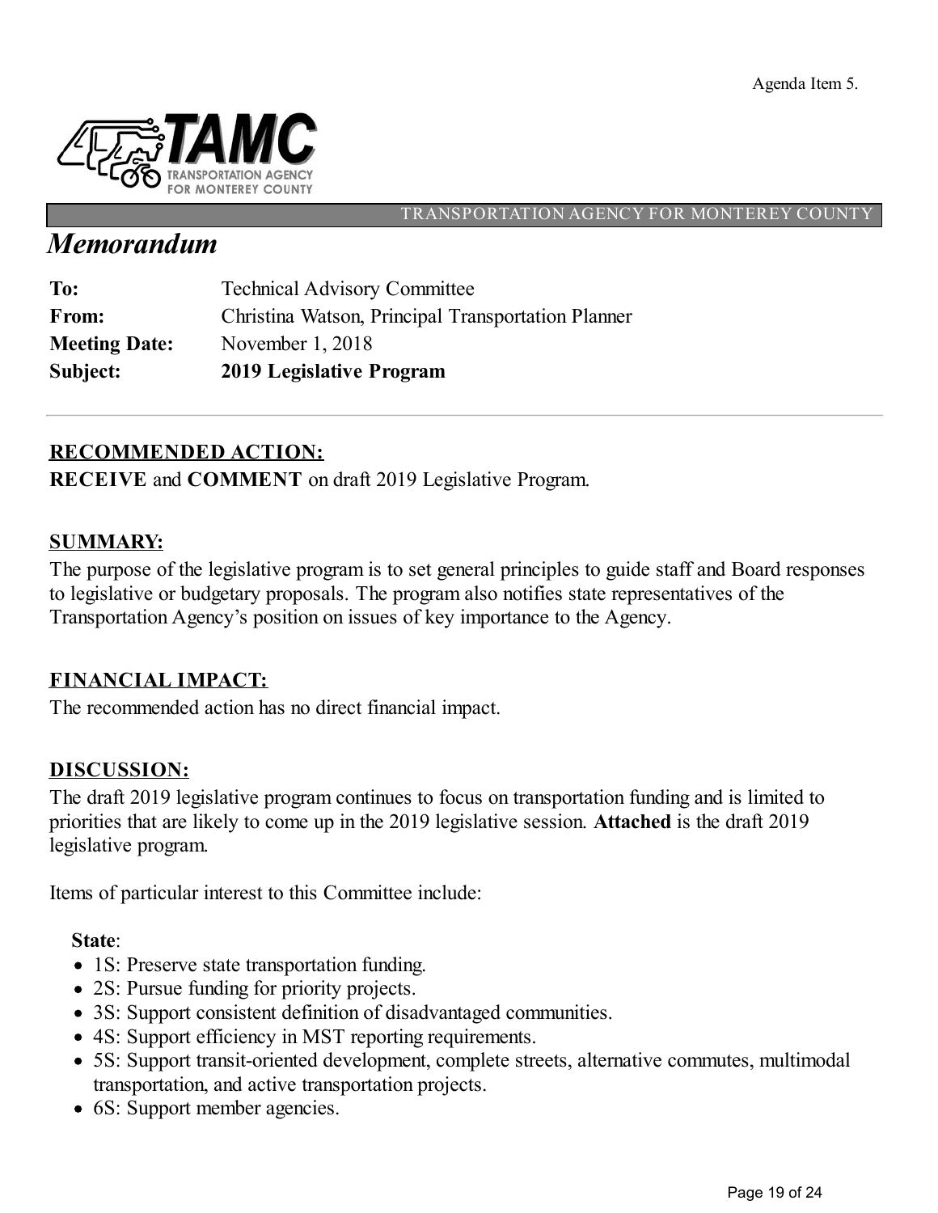Agenda Item 5.

TRANSPORTATION AGENCY FOR MONTEREY COUNTY

# *Memorandum*

| | |
|---|---|
| **To:** | Technical Advisory Committee |
| **From:** | Christina Watson, Principal Transportation Planner |
| **Meeting Date:** | November 1, 2018 |
| **Subject:** | **2019 Legislative Program** |

---

## RECOMMENDED ACTION:

**RECEIVE** and **COMMENT** on draft 2019 Legislative Program.

## SUMMARY:

The purpose of the legislative program is to set general principles to guide staff and Board responses to legislative or budgetary proposals. The program also notifies state representatives of the Transportation Agency's position on issues of key importance to the Agency.

## FINANCIAL IMPACT:

The recommended action has no direct financial impact.

## DISCUSSION:

The draft 2019 legislative program continues to focus on transportation funding and is limited to priorities that are likely to come up in the 2019 legislative session. **Attached** is the draft 2019 legislative program.

Items of particular interest to this Committee include:

**State**:

- 1S: Preserve state transportation funding.
- 2S: Pursue funding for priority projects.
- 3S: Support consistent definition of disadvantaged communities.
- 4S: Support efficiency in MST reporting requirements.
- 5S: Support transit-oriented development, complete streets, alternative commutes, multimodal transportation, and active transportation projects.
- 6S: Support member agencies.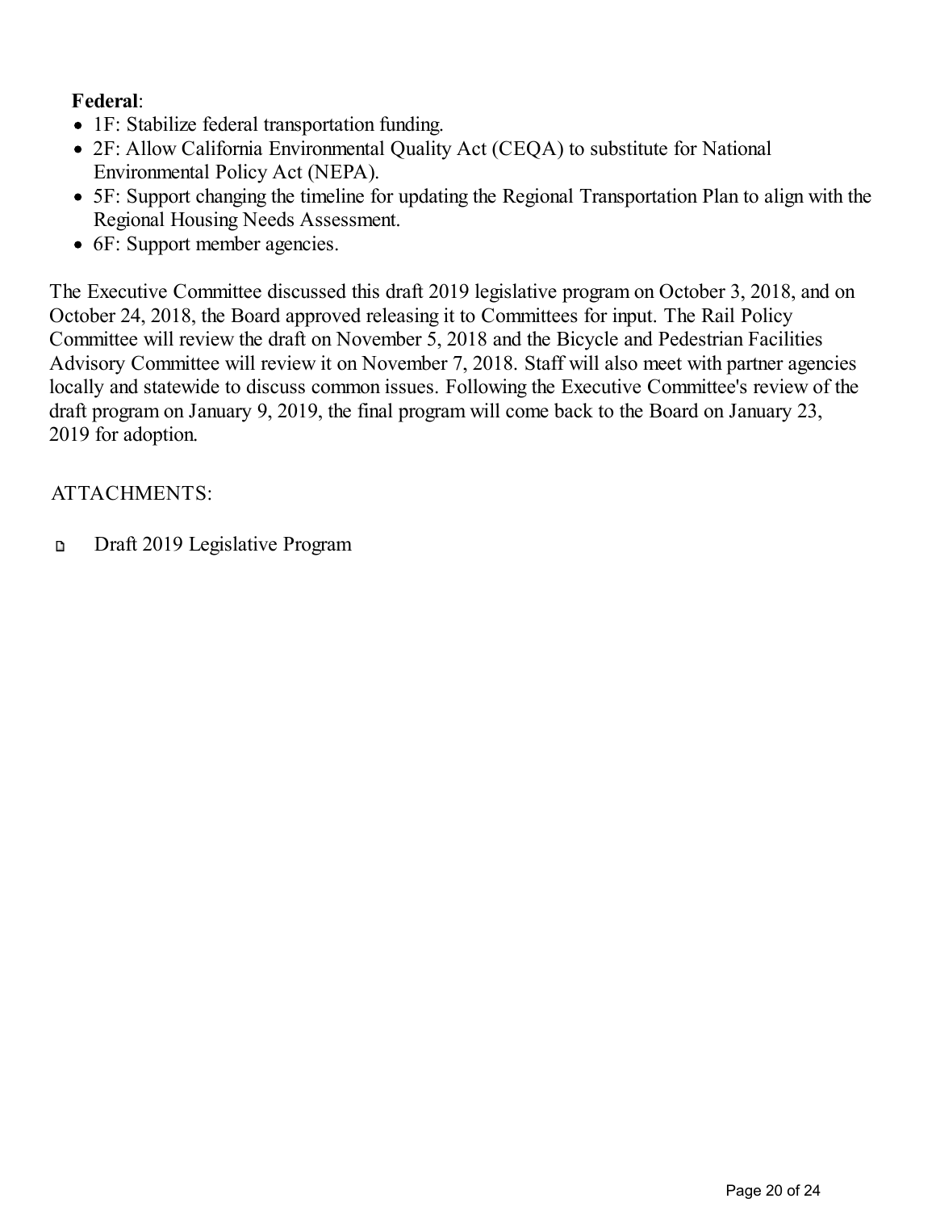**Federal**:

- 1F: Stabilize federal transportation funding.
- 2F: Allow California Environmental Quality Act (CEQA) to substitute for National Environmental Policy Act (NEPA).
- 5F: Support changing the timeline for updating the Regional Transportation Plan to align with the Regional Housing Needs Assessment.
- 6F: Support member agencies.

The Executive Committee discussed this draft 2019 legislative program on October 3, 2018, and on October 24, 2018, the Board approved releasing it to Committees for input. The Rail Policy Committee will review the draft on November 5, 2018 and the Bicycle and Pedestrian Facilities Advisory Committee will review it on November 7, 2018. Staff will also meet with partner agencies locally and statewide to discuss common issues. Following the Executive Committee's review of the draft program on January 9, 2019, the final program will come back to the Board on January 23, 2019 for adoption.

ATTACHMENTS:

- Draft 2019 Legislative Program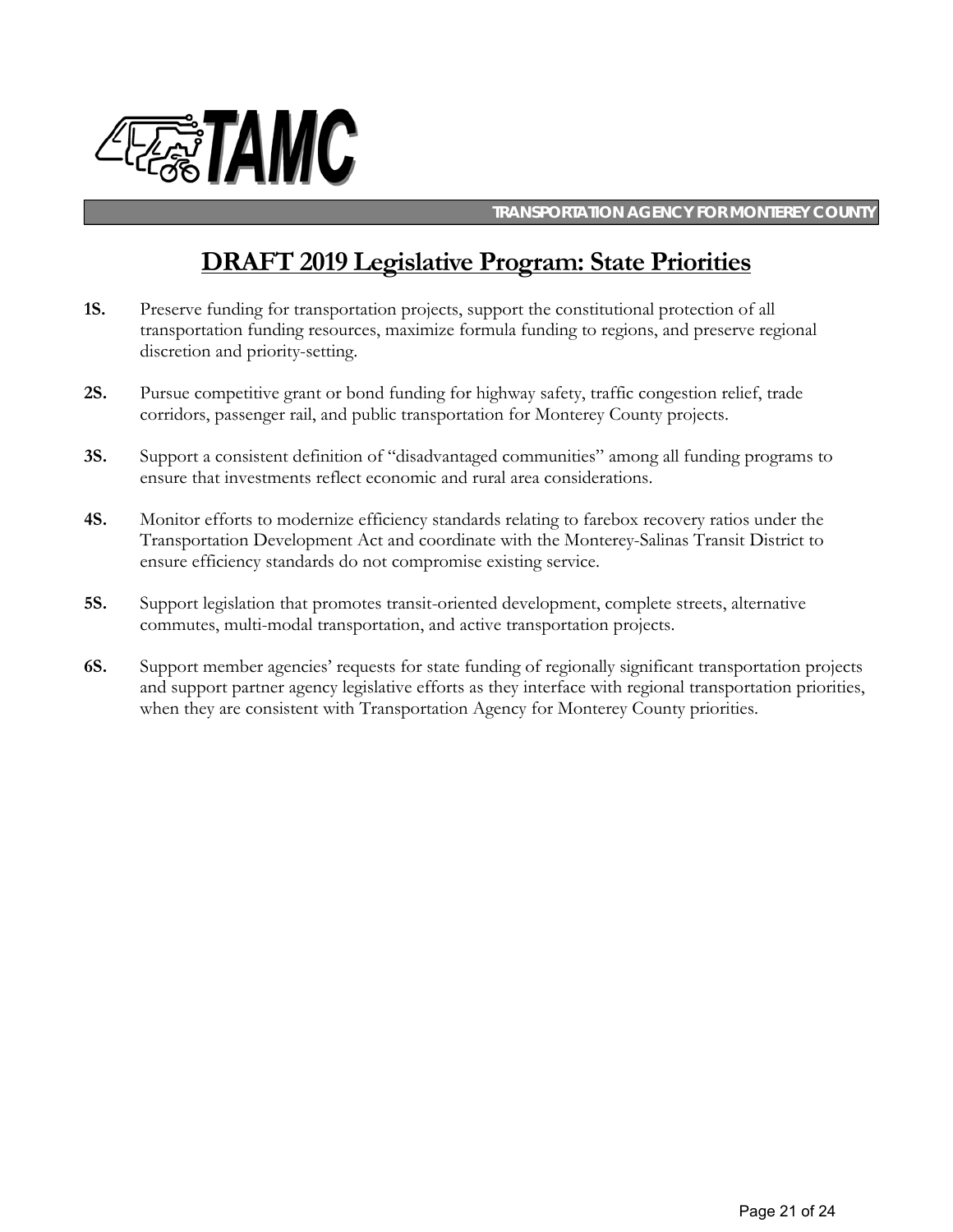TAMC

TRANSPORTATION AGENCY FOR MONTEREY COUNTY

# DRAFT 2019 Legislative Program: State Priorities

**1S.** Preserve funding for transportation projects, support the constitutional protection of all transportation funding resources, maximize formula funding to regions, and preserve regional discretion and priority-setting.

**2S.** Pursue competitive grant or bond funding for highway safety, traffic congestion relief, trade corridors, passenger rail, and public transportation for Monterey County projects.

**3S.** Support a consistent definition of "disadvantaged communities" among all funding programs to ensure that investments reflect economic and rural area considerations.

**4S.** Monitor efforts to modernize efficiency standards relating to farebox recovery ratios under the Transportation Development Act and coordinate with the Monterey-Salinas Transit District to ensure efficiency standards do not compromise existing service.

**5S.** Support legislation that promotes transit-oriented development, complete streets, alternative commutes, multi-modal transportation, and active transportation projects.

**6S.** Support member agencies' requests for state funding of regionally significant transportation projects and support partner agency legislative efforts as they interface with regional transportation priorities, when they are consistent with Transportation Agency for Monterey County priorities.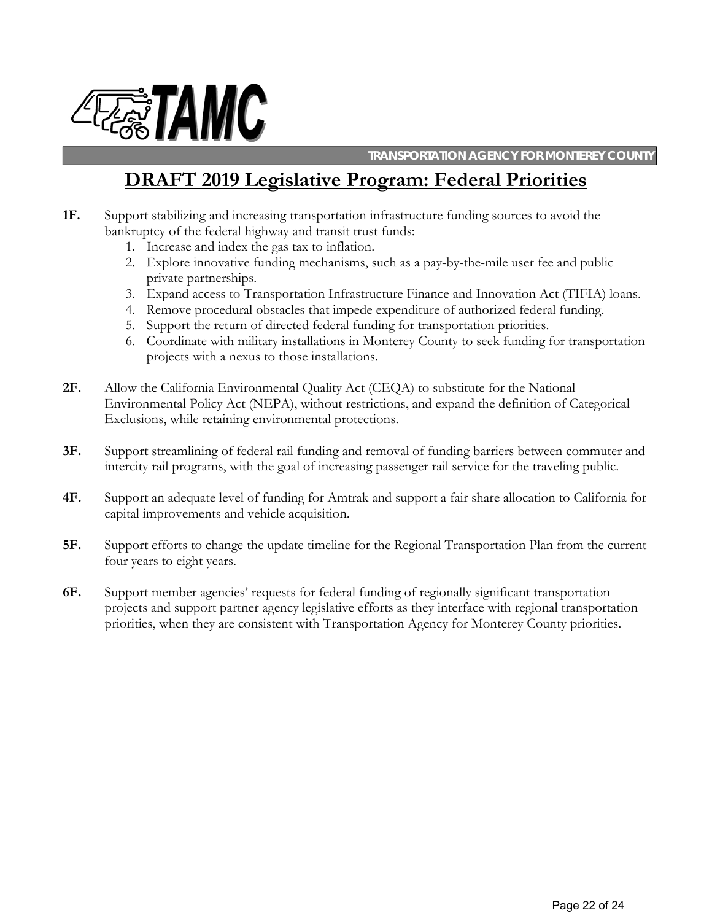**TAMC**

**TRANSPORTATION AGENCY FOR MONTEREY COUNTY**

# DRAFT 2019 Legislative Program: Federal Priorities

**1F.** Support stabilizing and increasing transportation infrastructure funding sources to avoid the bankruptcy of the federal highway and transit trust funds:

1. Increase and index the gas tax to inflation.
2. Explore innovative funding mechanisms, such as a pay-by-the-mile user fee and public private partnerships.
3. Expand access to Transportation Infrastructure Finance and Innovation Act (TIFIA) loans.
4. Remove procedural obstacles that impede expenditure of authorized federal funding.
5. Support the return of directed federal funding for transportation priorities.
6. Coordinate with military installations in Monterey County to seek funding for transportation projects with a nexus to those installations.

**2F.** Allow the California Environmental Quality Act (CEQA) to substitute for the National Environmental Policy Act (NEPA), without restrictions, and expand the definition of Categorical Exclusions, while retaining environmental protections.

**3F.** Support streamlining of federal rail funding and removal of funding barriers between commuter and intercity rail programs, with the goal of increasing passenger rail service for the traveling public.

**4F.** Support an adequate level of funding for Amtrak and support a fair share allocation to California for capital improvements and vehicle acquisition.

**5F.** Support efforts to change the update timeline for the Regional Transportation Plan from the current four years to eight years.

**6F.** Support member agencies' requests for federal funding of regionally significant transportation projects and support partner agency legislative efforts as they interface with regional transportation priorities, when they are consistent with Transportation Agency for Monterey County priorities.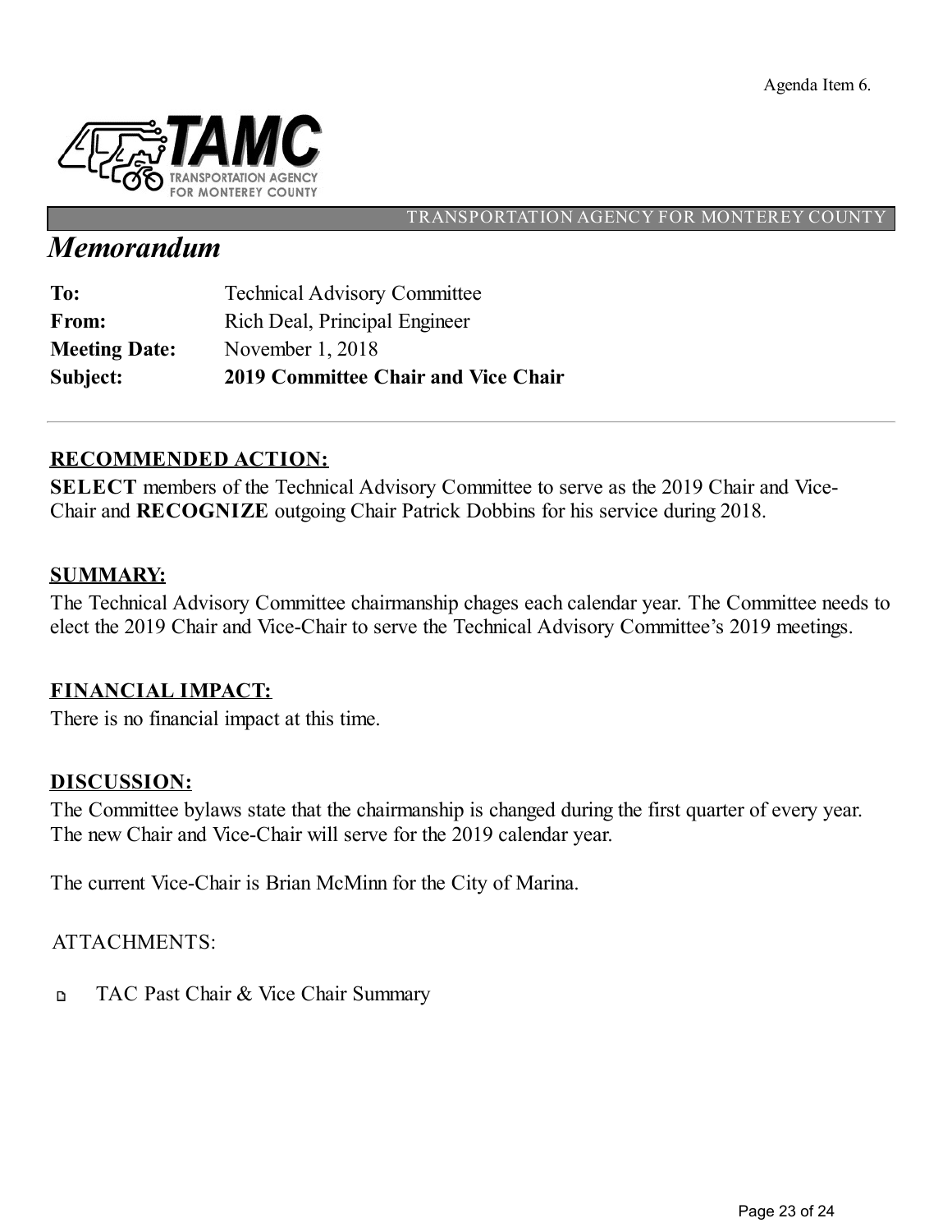Agenda Item 6.

TRANSPORTATION AGENCY FOR MONTEREY COUNTY

# *Memorandum*

| | |
|---|---|
| **To:** | Technical Advisory Committee |
| **From:** | Rich Deal, Principal Engineer |
| **Meeting Date:** | November 1, 2018 |
| **Subject:** | **2019 Committee Chair and Vice Chair** |

---

## RECOMMENDED ACTION:

**SELECT** members of the Technical Advisory Committee to serve as the 2019 Chair and Vice-Chair and **RECOGNIZE** outgoing Chair Patrick Dobbins for his service during 2018.

## SUMMARY:

The Technical Advisory Committee chairmanship chages each calendar year. The Committee needs to elect the 2019 Chair and Vice-Chair to serve the Technical Advisory Committee's 2019 meetings.

## FINANCIAL IMPACT:

There is no financial impact at this time.

## DISCUSSION:

The Committee bylaws state that the chairmanship is changed during the first quarter of every year. The new Chair and Vice-Chair will serve for the 2019 calendar year.

The current Vice-Chair is Brian McMinn for the City of Marina.

ATTACHMENTS:

- TAC Past Chair & Vice Chair Summary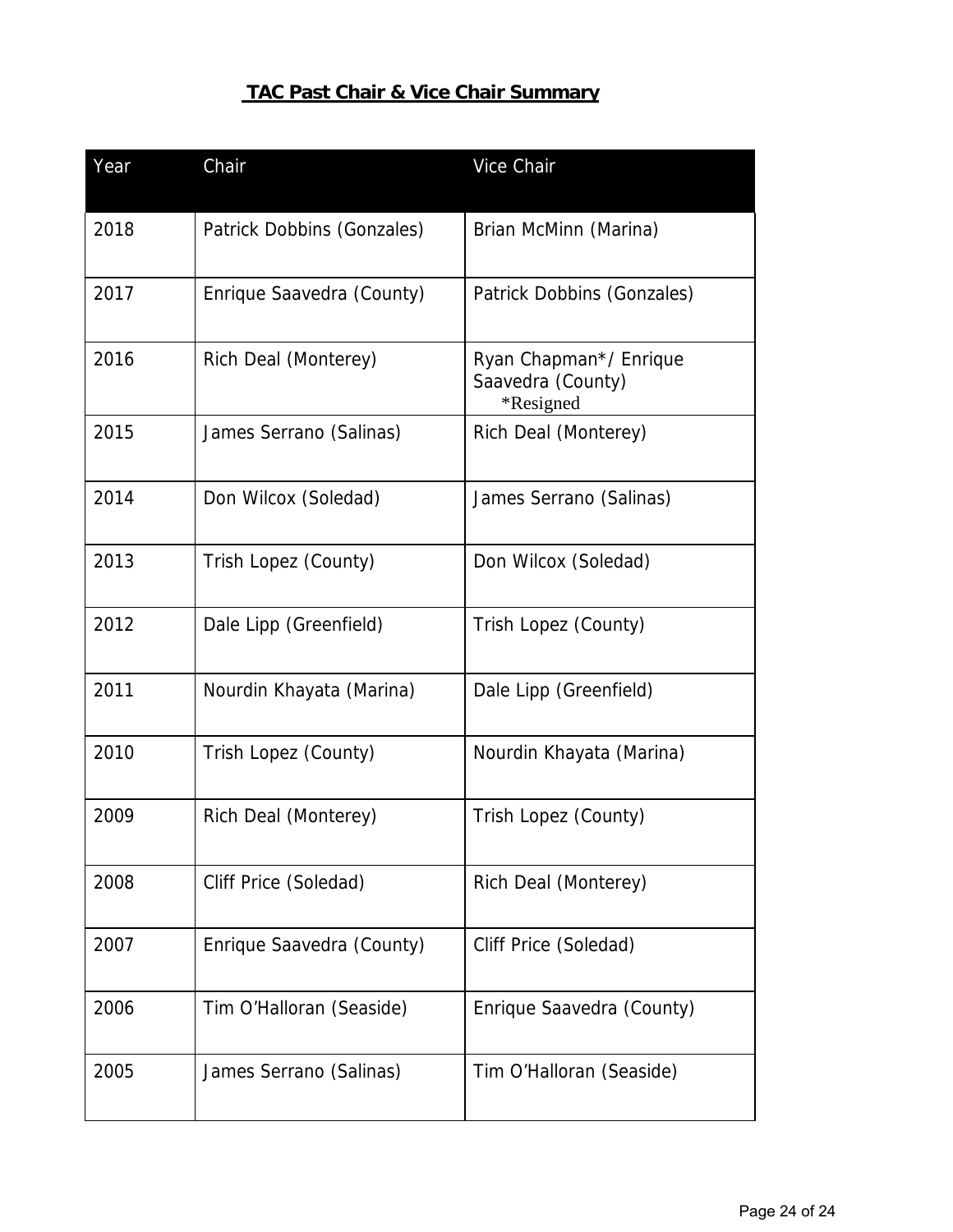# TAC Past Chair & Vice Chair Summary

| Year | Chair | Vice Chair |
|---|---|---|
| 2018 | Patrick Dobbins (Gonzales) | Brian McMinn (Marina) |
| 2017 | Enrique Saavedra (County) | Patrick Dobbins (Gonzales) |
| 2016 | Rich Deal (Monterey) | Ryan Chapman*/ Enrique Saavedra (County) *Resigned |
| 2015 | James Serrano (Salinas) | Rich Deal (Monterey) |
| 2014 | Don Wilcox (Soledad) | James Serrano (Salinas) |
| 2013 | Trish Lopez (County) | Don Wilcox (Soledad) |
| 2012 | Dale Lipp (Greenfield) | Trish Lopez (County) |
| 2011 | Nourdin Khayata (Marina) | Dale Lipp (Greenfield) |
| 2010 | Trish Lopez (County) | Nourdin Khayata (Marina) |
| 2009 | Rich Deal (Monterey) | Trish Lopez (County) |
| 2008 | Cliff Price (Soledad) | Rich Deal (Monterey) |
| 2007 | Enrique Saavedra (County) | Cliff Price (Soledad) |
| 2006 | Tim O'Halloran (Seaside) | Enrique Saavedra (County) |
| 2005 | James Serrano (Salinas) | Tim O'Halloran (Seaside) |